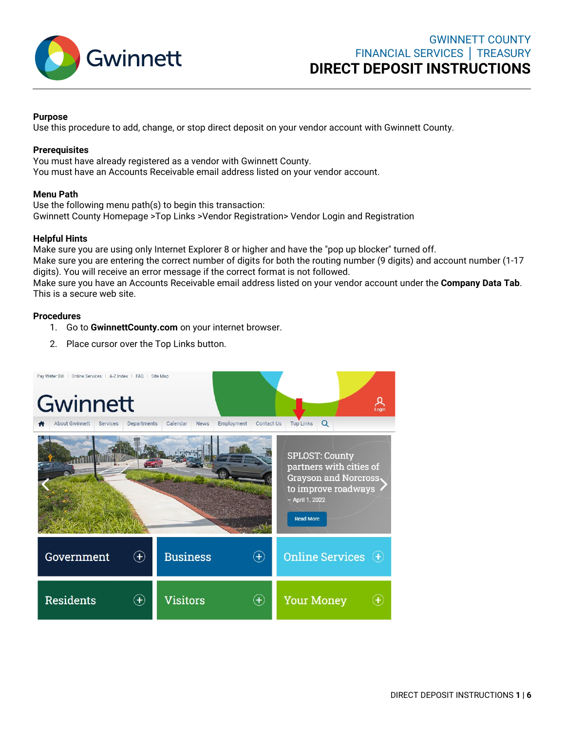GWINNETT COUNTY
FINANCIAL SERVICES | TREASURY

# DIRECT DEPOSIT INSTRUCTIONS

**Purpose**
Use this procedure to add, change, or stop direct deposit on your vendor account with Gwinnett County.

**Prerequisites**
You must have already registered as a vendor with Gwinnett County.
You must have an Accounts Receivable email address listed on your vendor account.

**Menu Path**
Use the following menu path(s) to begin this transaction:
Gwinnett County Homepage >Top Links >Vendor Registration> Vendor Login and Registration

**Helpful Hints**
Make sure you are using only Internet Explorer 8 or higher and have the "pop up blocker" turned off.
Make sure you are entering the correct number of digits for both the routing number (9 digits) and account number (1-17 digits). You will receive an error message if the correct format is not followed.
Make sure you have an Accounts Receivable email address listed on your vendor account under the **Company Data Tab**.
This is a secure web site.

**Procedures**

1. Go to **GwinnettCounty.com** on your internet browser.
2. Place cursor over the Top Links button.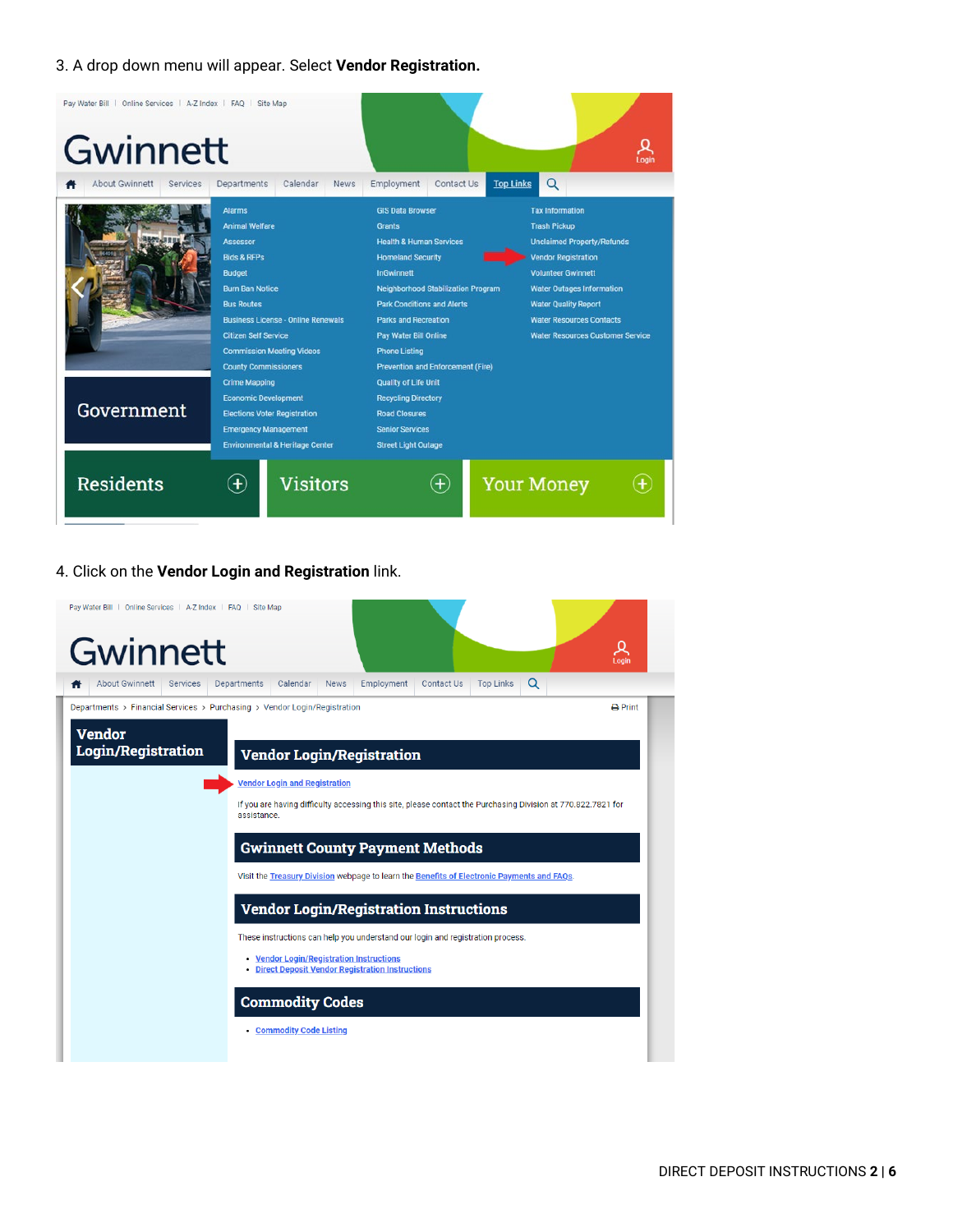3. A drop down menu will appear. Select **Vendor Registration.**

4. Click on the **Vendor Login and Registration** link.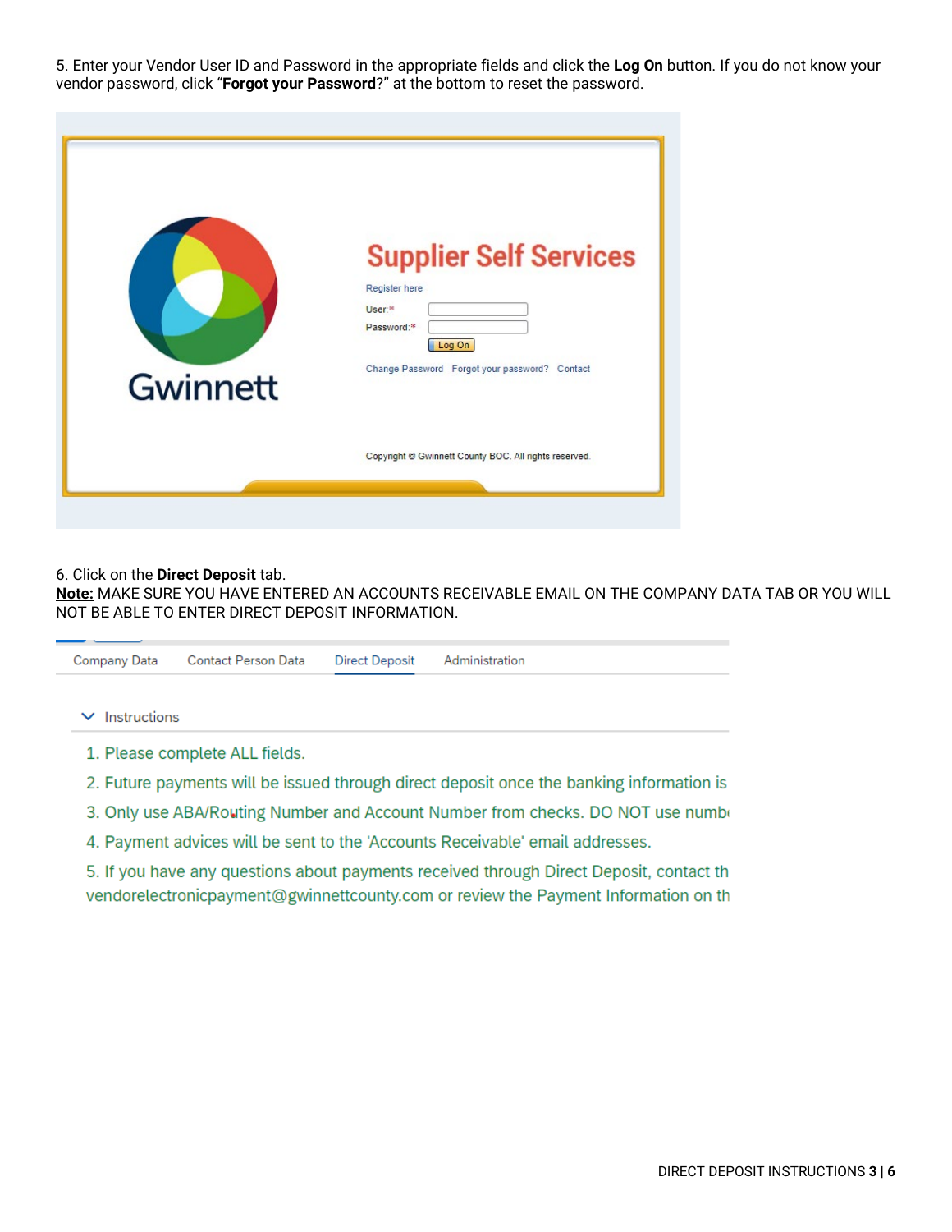5. Enter your Vendor User ID and Password in the appropriate fields and click the **Log On** button. If you do not know your vendor password, click “**Forgot your Password**?” at the bottom to reset the password.

6. Click on the **Direct Deposit** tab.
**Note:** MAKE SURE YOU HAVE ENTERED AN ACCOUNTS RECEIVABLE EMAIL ON THE COMPANY DATA TAB OR YOU WILL NOT BE ABLE TO ENTER DIRECT DEPOSIT INFORMATION.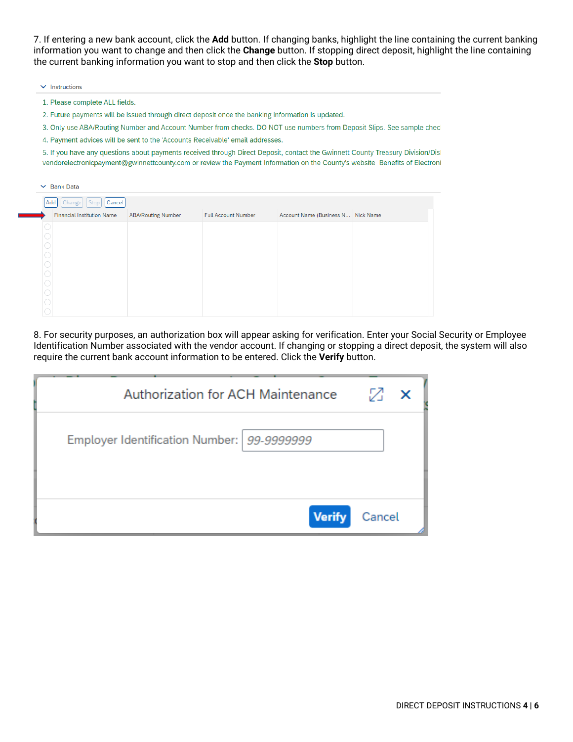7. If entering a new bank account, click the **Add** button. If changing banks, highlight the line containing the current banking information you want to change and then click the **Change** button. If stopping direct deposit, highlight the line containing the current banking information you want to stop and then click the **Stop** button.

Instructions

1. Please complete ALL fields.
2. Future payments will be issued through direct deposit once the banking information is updated.
3. Only use ABA/Routing Number and Account Number from checks. DO NOT use numbers from Deposit Slips. See sample chec
4. Payment advices will be sent to the 'Accounts Receivable' email addresses.
5. If you have any questions about payments received through Direct Deposit, contact the Gwinnett County Treasury Division/Dis vendorelectronicpayment@gwinnettcounty.com or review the Payment Information on the County's website Benefits of Electroni

Bank Data

Add | Change | Stop | Cancel

| Financial Institution Name | ABA/Routing Number | Full Account Number | Account Name (Business N... | Nick Name |
|---|---|---|---|---|
| | | | | |

8. For security purposes, an authorization box will appear asking for verification. Enter your Social Security or Employee Identification Number associated with the vendor account. If changing or stopping a direct deposit, the system will also require the current bank account information to be entered. Click the **Verify** button.

Authorization for ACH Maintenance

Employer Identification Number: 99-9999999

Verify | Cancel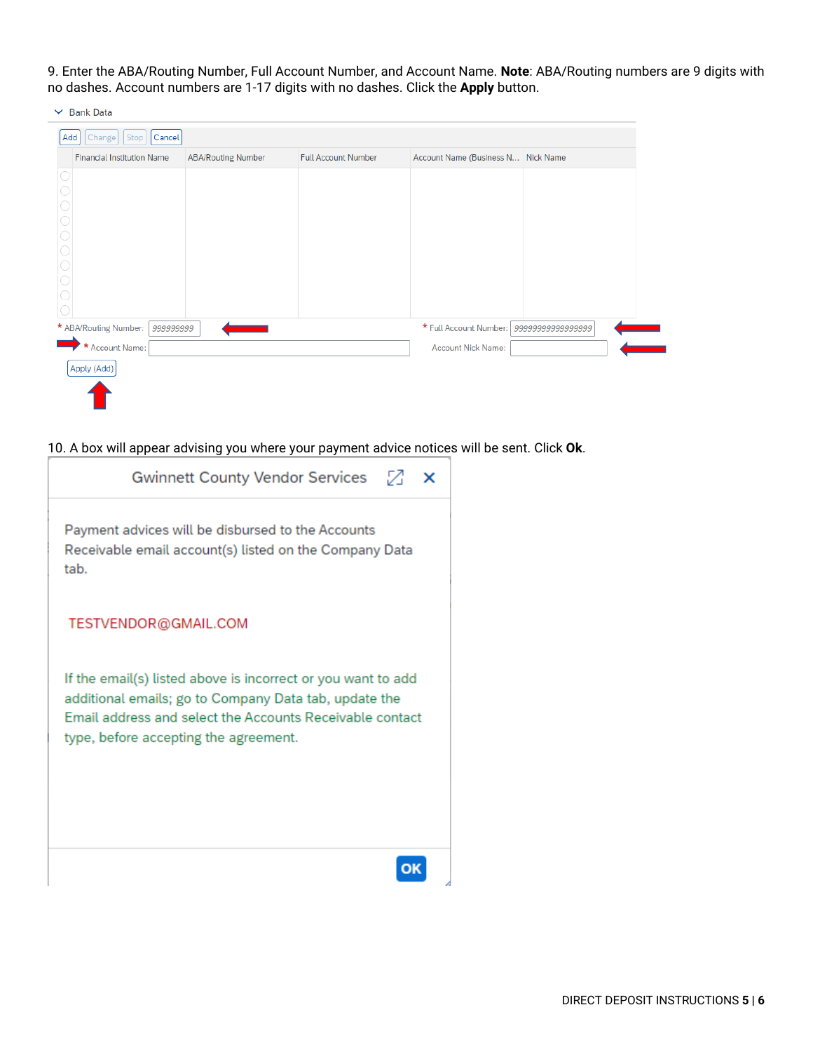9. Enter the ABA/Routing Number, Full Account Number, and Account Name. **Note**: ABA/Routing numbers are 9 digits with no dashes. Account numbers are 1-17 digits with no dashes. Click the **Apply** button.

Bank Data

Add | Change | Stop | Cancel

| Financial Institution Name | ABA/Routing Number | Full Account Number | Account Name (Business N... | Nick Name |
|---|---|---|---|---|

* ABA/Routing Number: 999999999

* Full Account Number: 99999999999999999

* Account Name:

Account Nick Name:

Apply (Add)

10. A box will appear advising you where your payment advice notices will be sent. Click **Ok**.

Gwinnett County Vendor Services

Payment advices will be disbursed to the Accounts Receivable email account(s) listed on the Company Data tab.

TESTVENDOR@GMAIL.COM

If the email(s) listed above is incorrect or you want to add additional emails; go to Company Data tab, update the Email address and select the Accounts Receivable contact type, before accepting the agreement.

OK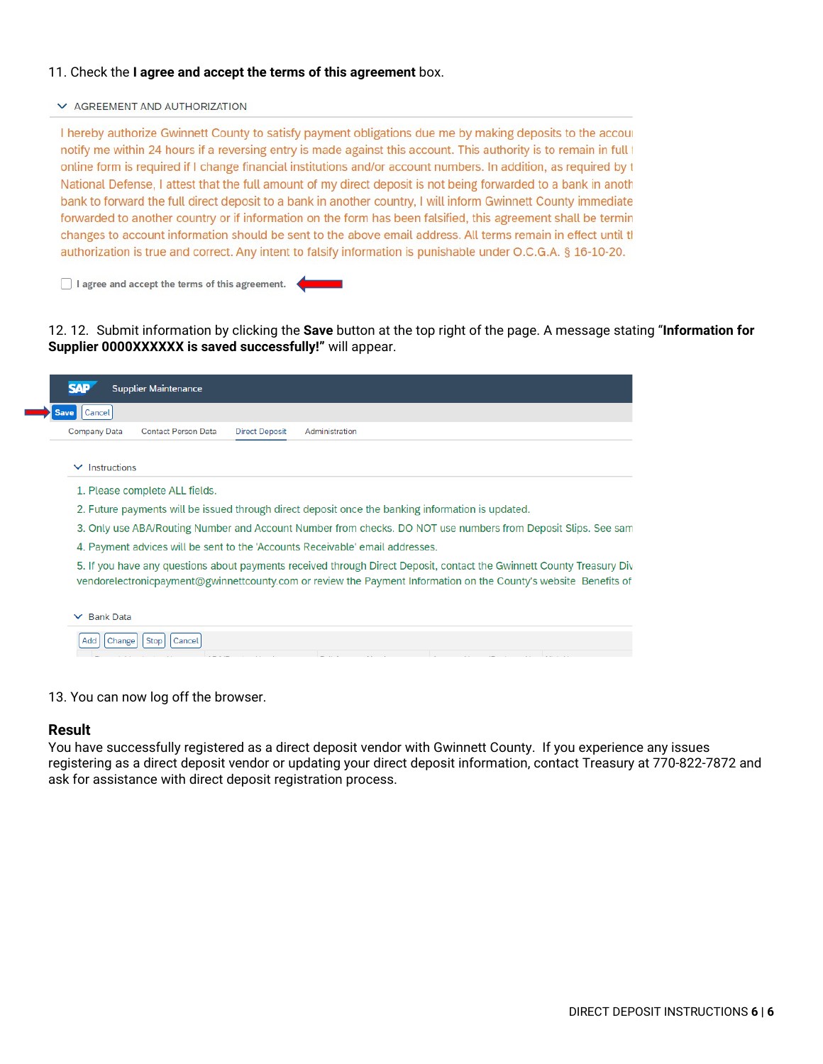11. Check the **I agree and accept the terms of this agreement** box.

AGREEMENT AND AUTHORIZATION

I hereby authorize Gwinnett County to satisfy payment obligations due me by making deposits to the accou notify me within 24 hours if a reversing entry is made against this account. This authority is to remain in full online form is required if I change financial institutions and/or account numbers. In addition, as required by t National Defense, I attest that the full amount of my direct deposit is not being forwarded to a bank in anoth bank to forward the full direct deposit to a bank in another country, I will inform Gwinnett County immediate forwarded to another country or if information on the form has been falsified, this agreement shall be termin changes to account information should be sent to the above email address. All terms remain in effect until tl authorization is true and correct. Any intent to falsify information is punishable under O.C.G.A. § 16-10-20.

☐ I agree and accept the terms of this agreement.

12. 12. Submit information by clicking the **Save** button at the top right of the page. A message stating "**Information for Supplier 0000XXXXXX is saved successfully!"** will appear.

SAP Supplier Maintenance

Save | Cancel

Company Data | Contact Person Data | Direct Deposit | Administration

Instructions

1. Please complete ALL fields.
2. Future payments will be issued through direct deposit once the banking information is updated.
3. Only use ABA/Routing Number and Account Number from checks. DO NOT use numbers from Deposit Slips. See sam
4. Payment advices will be sent to the 'Accounts Receivable' email addresses.
5. If you have any questions about payments received through Direct Deposit, contact the Gwinnett County Treasury Div vendorelectronicpayment@gwinnettcounty.com or review the Payment Information on the County's website Benefits of

Bank Data

Add | Change | Stop | Cancel

13. You can now log off the browser.

**Result**

You have successfully registered as a direct deposit vendor with Gwinnett County. If you experience any issues registering as a direct deposit vendor or updating your direct deposit information, contact Treasury at 770-822-7872 and ask for assistance with direct deposit registration process.